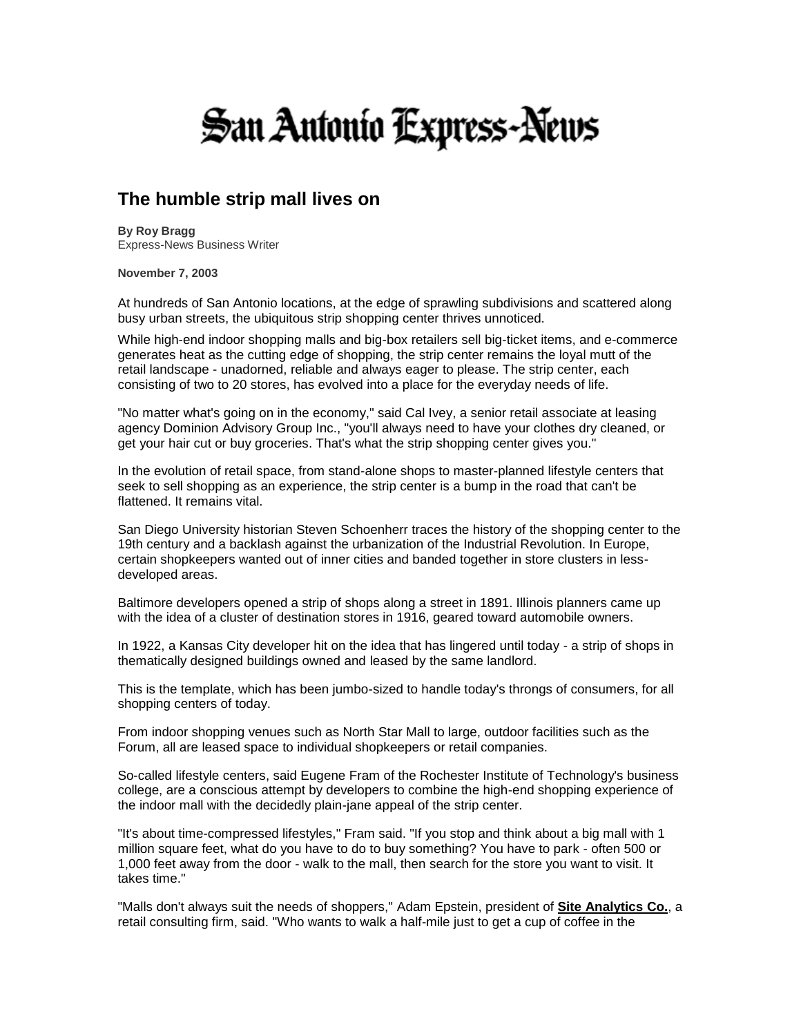# San Antonio Express-News

## The humble strip mall lives on

**By Roy Bragg**
Express-News Business Writer

**November 7, 2003**

At hundreds of San Antonio locations, at the edge of sprawling subdivisions and scattered along busy urban streets, the ubiquitous strip shopping center thrives unnoticed.

While high-end indoor shopping malls and big-box retailers sell big-ticket items, and e-commerce generates heat as the cutting edge of shopping, the strip center remains the loyal mutt of the retail landscape - unadorned, reliable and always eager to please. The strip center, each consisting of two to 20 stores, has evolved into a place for the everyday needs of life.

"No matter what's going on in the economy," said Cal Ivey, a senior retail associate at leasing agency Dominion Advisory Group Inc., "you'll always need to have your clothes dry cleaned, or get your hair cut or buy groceries. That's what the strip shopping center gives you."

In the evolution of retail space, from stand-alone shops to master-planned lifestyle centers that seek to sell shopping as an experience, the strip center is a bump in the road that can't be flattened. It remains vital.

San Diego University historian Steven Schoenherr traces the history of the shopping center to the 19th century and a backlash against the urbanization of the Industrial Revolution. In Europe, certain shopkeepers wanted out of inner cities and banded together in store clusters in less-developed areas.

Baltimore developers opened a strip of shops along a street in 1891. Illinois planners came up with the idea of a cluster of destination stores in 1916, geared toward automobile owners.

In 1922, a Kansas City developer hit on the idea that has lingered until today - a strip of shops in thematically designed buildings owned and leased by the same landlord.

This is the template, which has been jumbo-sized to handle today's throngs of consumers, for all shopping centers of today.

From indoor shopping venues such as North Star Mall to large, outdoor facilities such as the Forum, all are leased space to individual shopkeepers or retail companies.

So-called lifestyle centers, said Eugene Fram of the Rochester Institute of Technology's business college, are a conscious attempt by developers to combine the high-end shopping experience of the indoor mall with the decidedly plain-jane appeal of the strip center.

"It's about time-compressed lifestyles," Fram said. "If you stop and think about a big mall with 1 million square feet, what do you have to do to buy something? You have to park - often 500 or 1,000 feet away from the door - walk to the mall, then search for the store you want to visit. It takes time."

"Malls don't always suit the needs of shoppers," Adam Epstein, president of **Site Analytics Co.**, a retail consulting firm, said. "Who wants to walk a half-mile just to get a cup of coffee in the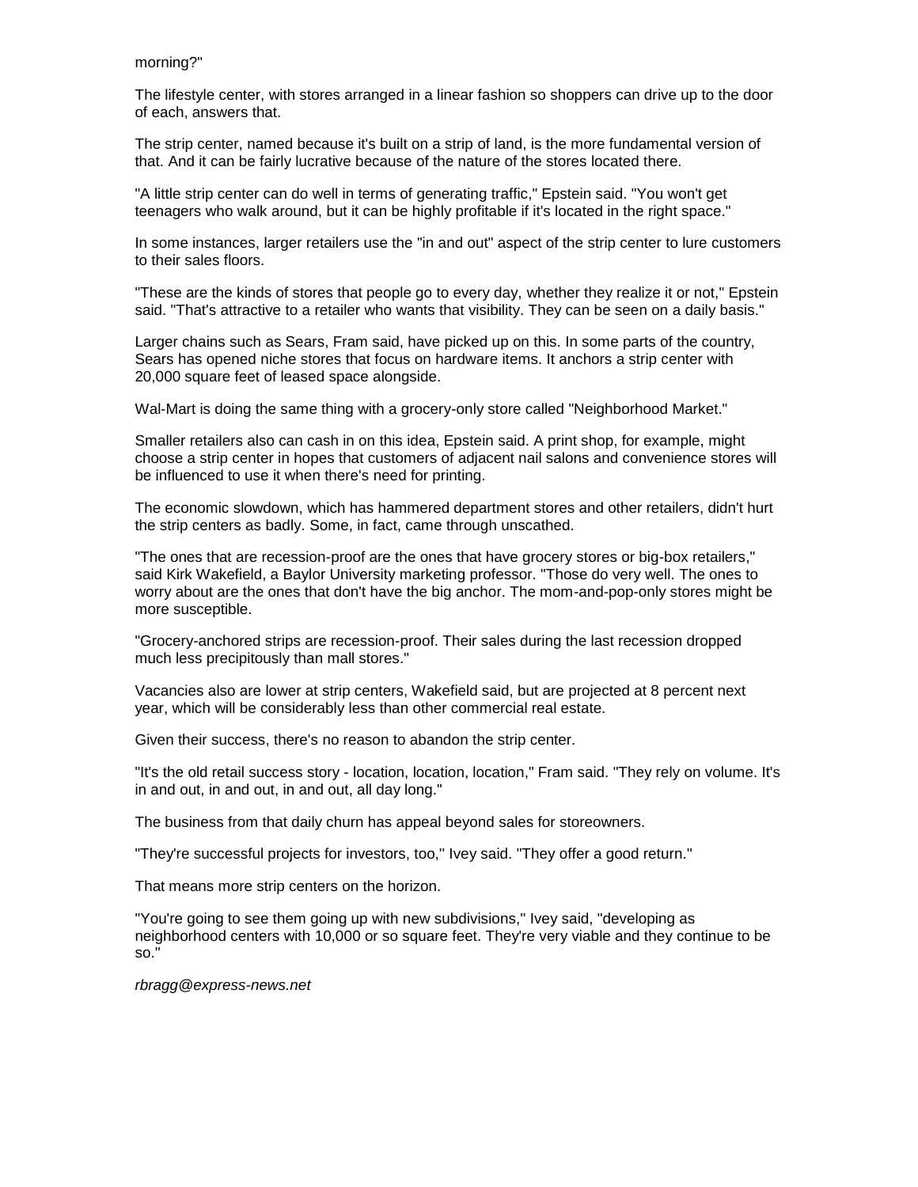morning?"

The lifestyle center, with stores arranged in a linear fashion so shoppers can drive up to the door of each, answers that.

The strip center, named because it's built on a strip of land, is the more fundamental version of that. And it can be fairly lucrative because of the nature of the stores located there.

"A little strip center can do well in terms of generating traffic," Epstein said. "You won't get teenagers who walk around, but it can be highly profitable if it's located in the right space."

In some instances, larger retailers use the "in and out" aspect of the strip center to lure customers to their sales floors.

"These are the kinds of stores that people go to every day, whether they realize it or not," Epstein said. "That's attractive to a retailer who wants that visibility. They can be seen on a daily basis."

Larger chains such as Sears, Fram said, have picked up on this. In some parts of the country, Sears has opened niche stores that focus on hardware items. It anchors a strip center with 20,000 square feet of leased space alongside.

Wal-Mart is doing the same thing with a grocery-only store called "Neighborhood Market."

Smaller retailers also can cash in on this idea, Epstein said. A print shop, for example, might choose a strip center in hopes that customers of adjacent nail salons and convenience stores will be influenced to use it when there's need for printing.

The economic slowdown, which has hammered department stores and other retailers, didn't hurt the strip centers as badly. Some, in fact, came through unscathed.

"The ones that are recession-proof are the ones that have grocery stores or big-box retailers," said Kirk Wakefield, a Baylor University marketing professor. "Those do very well. The ones to worry about are the ones that don't have the big anchor. The mom-and-pop-only stores might be more susceptible.

"Grocery-anchored strips are recession-proof. Their sales during the last recession dropped much less precipitously than mall stores."

Vacancies also are lower at strip centers, Wakefield said, but are projected at 8 percent next year, which will be considerably less than other commercial real estate.

Given their success, there's no reason to abandon the strip center.

"It's the old retail success story - location, location, location," Fram said. "They rely on volume. It's in and out, in and out, in and out, all day long."

The business from that daily churn has appeal beyond sales for storeowners.

"They're successful projects for investors, too," Ivey said. "They offer a good return."

That means more strip centers on the horizon.

"You're going to see them going up with new subdivisions," Ivey said, "developing as neighborhood centers with 10,000 or so square feet. They're very viable and they continue to be so."

*rbragg@express-news.net*